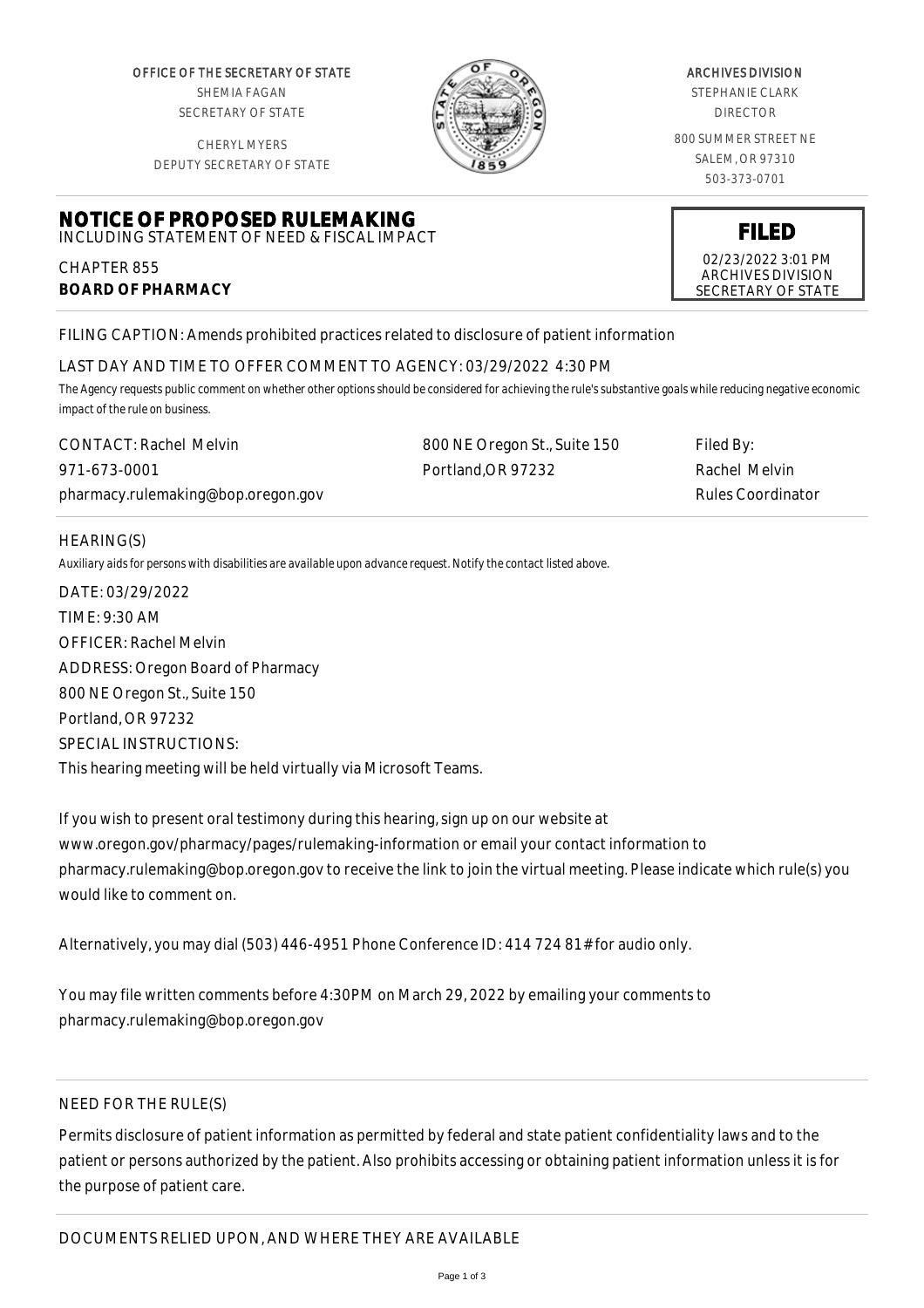OFFICE OF THE SECRETARY OF STATE
SHEMIA FAGAN
SECRETARY OF STATE

CHERYL MYERS
DEPUTY SECRETARY OF STATE

ARCHIVES DIVISION
STEPHANIE CLARK
DIRECTOR

800 SUMMER STREET NE
SALEM, OR 97310
503-373-0701

# NOTICE OF PROPOSED RULEMAKING
INCLUDING STATEMENT OF NEED & FISCAL IMPACT

**FILED**
02/23/2022 3:01 PM
ARCHIVES DIVISION
SECRETARY OF STATE

CHAPTER 855
**BOARD OF PHARMACY**

FILING CAPTION: Amends prohibited practices related to disclosure of patient information

LAST DAY AND TIME TO OFFER COMMENT TO AGENCY: 03/29/2022 4:30 PM

*The Agency requests public comment on whether other options should be considered for achieving the rule's substantive goals while reducing negative economic impact of the rule on business.*

CONTACT: Rachel Melvin
971-673-0001
pharmacy.rulemaking@bop.oregon.gov

800 NE Oregon St., Suite 150
Portland,OR 97232

Filed By:
Rachel Melvin
Rules Coordinator

HEARING(S)

*Auxiliary aids for persons with disabilities are available upon advance request. Notify the contact listed above.*

DATE: 03/29/2022
TIME: 9:30 AM
OFFICER: Rachel Melvin
ADDRESS: Oregon Board of Pharmacy
800 NE Oregon St., Suite 150
Portland, OR 97232
SPECIAL INSTRUCTIONS:
This hearing meeting will be held virtually via Microsoft Teams.

If you wish to present oral testimony during this hearing, sign up on our website at www.oregon.gov/pharmacy/pages/rulemaking-information or email your contact information to pharmacy.rulemaking@bop.oregon.gov to receive the link to join the virtual meeting. Please indicate which rule(s) you would like to comment on.

Alternatively, you may dial (503) 446-4951 Phone Conference ID: 414 724 81# for audio only.

You may file written comments before 4:30PM on March 29, 2022 by emailing your comments to pharmacy.rulemaking@bop.oregon.gov

NEED FOR THE RULE(S)

Permits disclosure of patient information as permitted by federal and state patient confidentiality laws and to the patient or persons authorized by the patient. Also prohibits accessing or obtaining patient information unless it is for the purpose of patient care.

DOCUMENTS RELIED UPON, AND WHERE THEY ARE AVAILABLE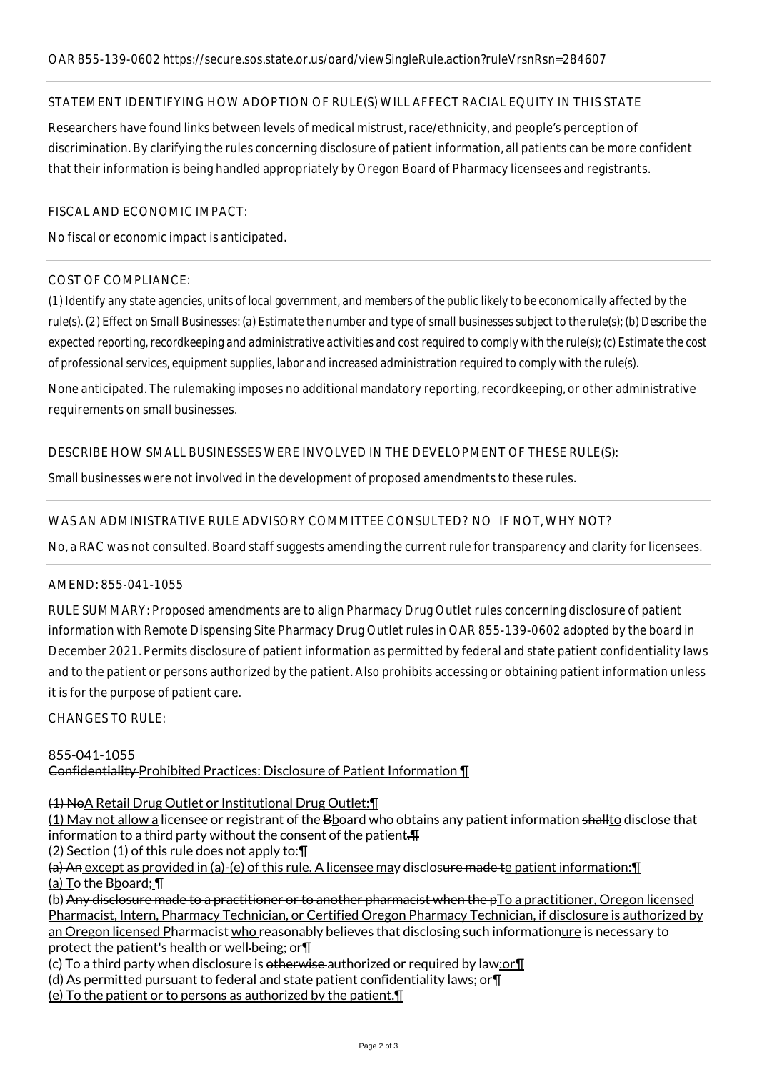OAR 855-139-0602 https://secure.sos.state.or.us/oard/viewSingleRule.action?ruleVrsnRsn=284607

STATEMENT IDENTIFYING HOW ADOPTION OF RULE(S) WILL AFFECT RACIAL EQUITY IN THIS STATE

Researchers have found links between levels of medical mistrust, race/ethnicity, and people's perception of discrimination. By clarifying the rules concerning disclosure of patient information, all patients can be more confident that their information is being handled appropriately by Oregon Board of Pharmacy licensees and registrants.

FISCAL AND ECONOMIC IMPACT:

No fiscal or economic impact is anticipated.

COST OF COMPLIANCE:

*(1) Identify any state agencies, units of local government, and members of the public likely to be economically affected by the rule(s). (2) Effect on Small Businesses: (a) Estimate the number and type of small businesses subject to the rule(s); (b) Describe the expected reporting, recordkeeping and administrative activities and cost required to comply with the rule(s); (c) Estimate the cost of professional services, equipment supplies, labor and increased administration required to comply with the rule(s).*

None anticipated. The rulemaking imposes no additional mandatory reporting, recordkeeping, or other administrative requirements on small businesses.

DESCRIBE HOW SMALL BUSINESSES WERE INVOLVED IN THE DEVELOPMENT OF THESE RULE(S):

Small businesses were not involved in the development of proposed amendments to these rules.

WAS AN ADMINISTRATIVE RULE ADVISORY COMMITTEE CONSULTED? NO IF NOT, WHY NOT?

No, a RAC was not consulted. Board staff suggests amending the current rule for transparency and clarity for licensees.

AMEND: 855-041-1055

RULE SUMMARY: Proposed amendments are to align Pharmacy Drug Outlet rules concerning disclosure of patient information with Remote Dispensing Site Pharmacy Drug Outlet rules in OAR 855-139-0602 adopted by the board in December 2021. Permits disclosure of patient information as permitted by federal and state patient confidentiality laws and to the patient or persons authorized by the patient. Also prohibits accessing or obtaining patient information unless it is for the purpose of patient care.

CHANGES TO RULE:

855-041-1055
~~Confidentiality~~ Prohibited Practices: Disclosure of Patient Information ¶

~~(1) No~~A Retail Drug Outlet or Institutional Drug Outlet:¶
(1) May not allow a licensee or registrant of the ~~B~~board who obtains any patient information ~~shall~~to disclose that information to a third party without the consent of the patient~~.¶~~
~~(2) Section (1) of this rule does not apply to:¶~~
~~(a) An~~ except as provided in (a)-(e) of this rule. A licensee may disclos~~ure made t~~e patient information:¶
(a) To the ~~B~~board; ¶
(b) ~~Any disclosure made to a practitioner or to another pharmacist when the p~~To a practitioner, Oregon licensed Pharmacist, Intern, Pharmacy Technician, or Certified Oregon Pharmacy Technician, if disclosure is authorized by an Oregon licensed Pharmacist who reasonably believes that disclos~~ing such information~~ure is necessary to protect the patient's health or well~~-~~being; or¶
(c) To a third party when disclosure is ~~otherwise~~ authorized or required by law; or¶
(d) As permitted pursuant to federal and state patient confidentiality laws; or¶
(e) To the patient or to persons as authorized by the patient.¶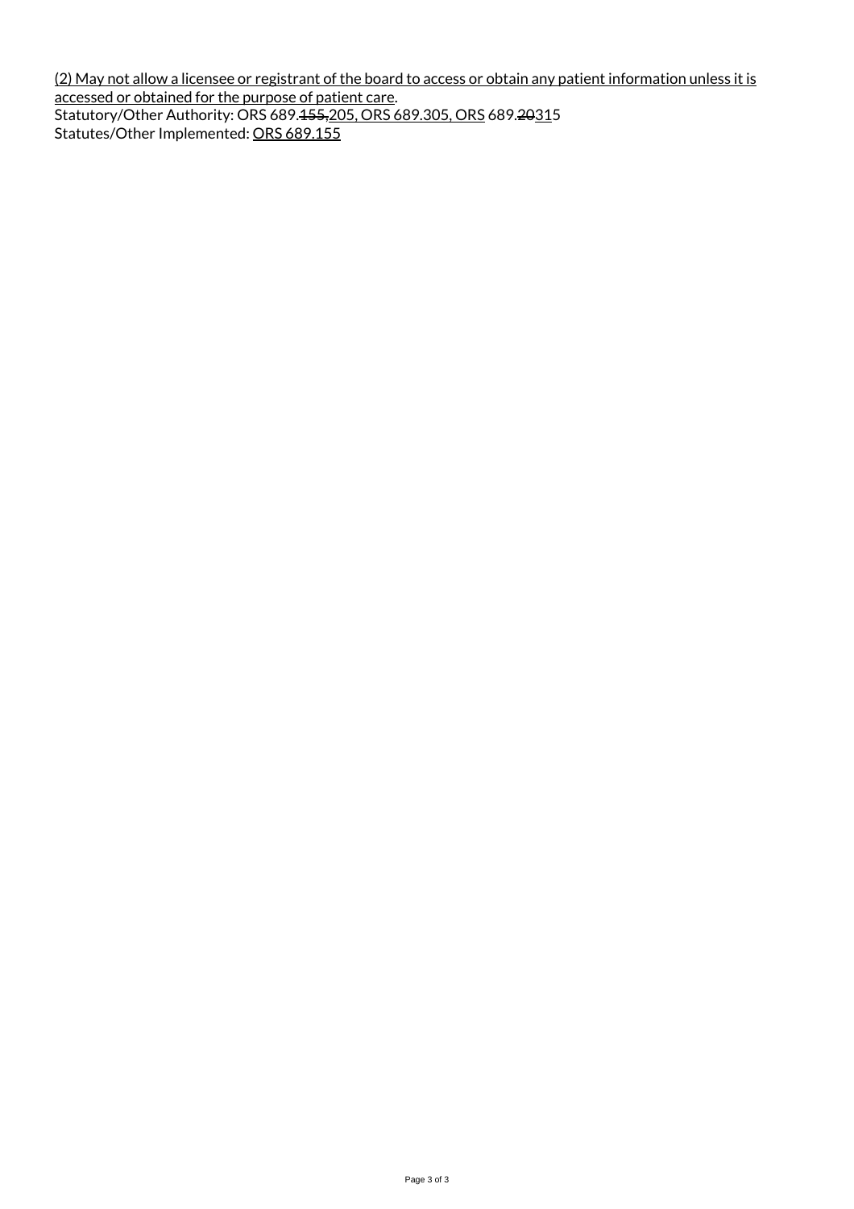(2) May not allow a licensee or registrant of the board to access or obtain any patient information unless it is accessed or obtained for the purpose of patient care.
Statutory/Other Authority: ORS 689.~~155,~~205, ORS 689.305, ORS 689.~~20~~315
Statutes/Other Implemented: ORS 689.155